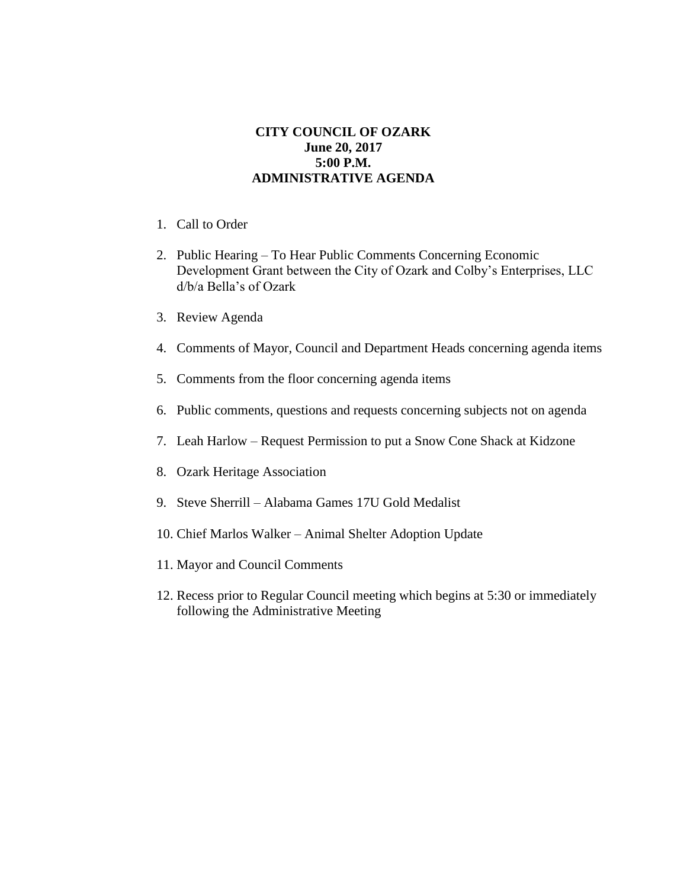# CITY COUNCIL OF OZARK
**June 20, 2017**
**5:00 P.M.**
**ADMINISTRATIVE AGENDA**

1. Call to Order
2. Public Hearing – To Hear Public Comments Concerning Economic Development Grant between the City of Ozark and Colby's Enterprises, LLC d/b/a Bella's of Ozark
3. Review Agenda
4. Comments of Mayor, Council and Department Heads concerning agenda items
5. Comments from the floor concerning agenda items
6. Public comments, questions and requests concerning subjects not on agenda
7. Leah Harlow – Request Permission to put a Snow Cone Shack at Kidzone
8. Ozark Heritage Association
9. Steve Sherrill – Alabama Games 17U Gold Medalist
10. Chief Marlos Walker – Animal Shelter Adoption Update
11. Mayor and Council Comments
12. Recess prior to Regular Council meeting which begins at 5:30 or immediately following the Administrative Meeting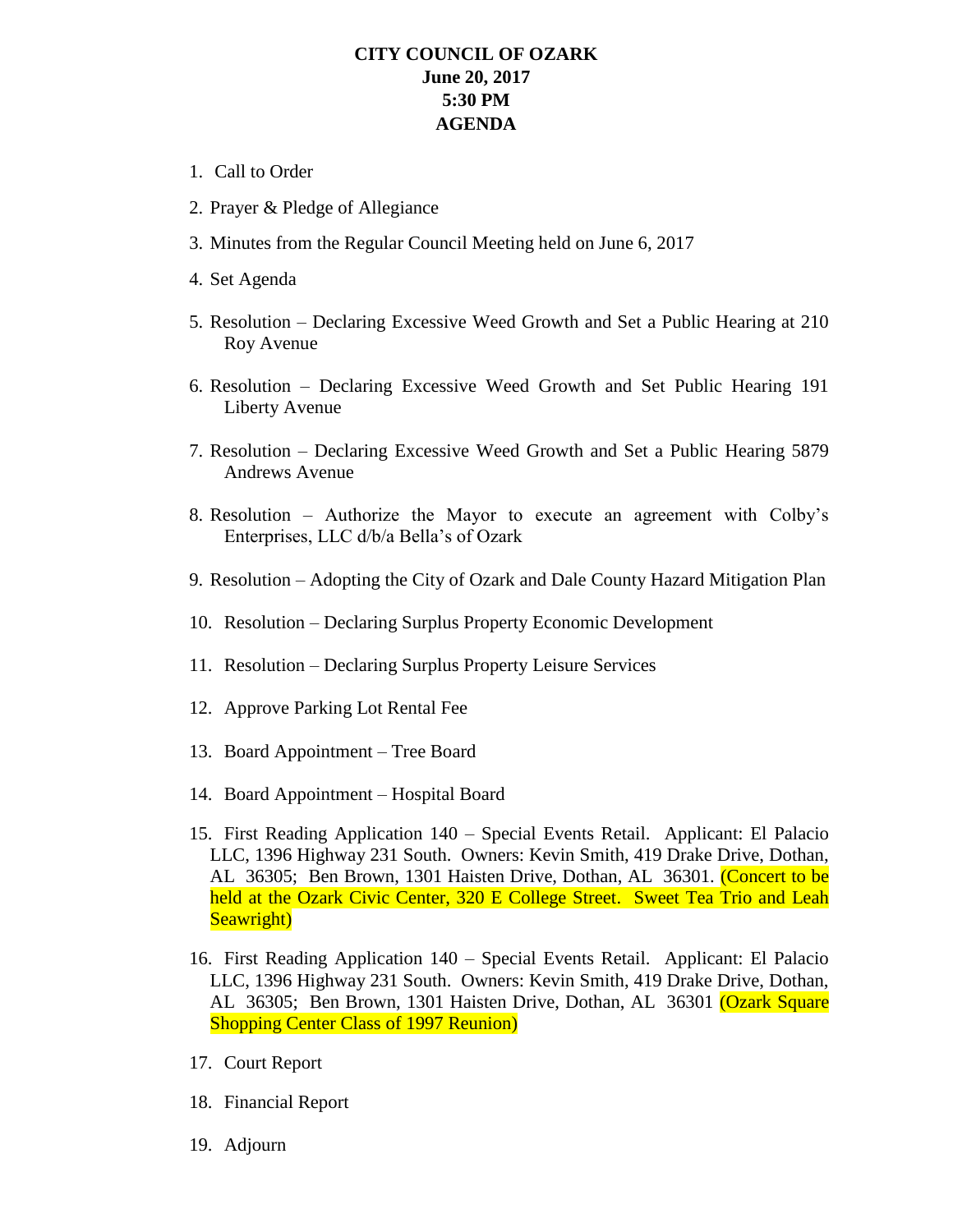**CITY COUNCIL OF OZARK**
**June 20, 2017**
**5:30 PM**
**AGENDA**

1. Call to Order
2. Prayer & Pledge of Allegiance
3. Minutes from the Regular Council Meeting held on June 6, 2017
4. Set Agenda
5. Resolution – Declaring Excessive Weed Growth and Set a Public Hearing at 210 Roy Avenue
6. Resolution – Declaring Excessive Weed Growth and Set Public Hearing 191 Liberty Avenue
7. Resolution – Declaring Excessive Weed Growth and Set a Public Hearing 5879 Andrews Avenue
8. Resolution – Authorize the Mayor to execute an agreement with Colby's Enterprises, LLC d/b/a Bella's of Ozark
9. Resolution – Adopting the City of Ozark and Dale County Hazard Mitigation Plan
10. Resolution – Declaring Surplus Property Economic Development
11. Resolution – Declaring Surplus Property Leisure Services
12. Approve Parking Lot Rental Fee
13. Board Appointment – Tree Board
14. Board Appointment – Hospital Board
15. First Reading Application 140 – Special Events Retail. Applicant: El Palacio LLC, 1396 Highway 231 South. Owners: Kevin Smith, 419 Drake Drive, Dothan, AL 36305; Ben Brown, 1301 Haisten Drive, Dothan, AL 36301. (Concert to be held at the Ozark Civic Center, 320 E College Street. Sweet Tea Trio and Leah Seawright)
16. First Reading Application 140 – Special Events Retail. Applicant: El Palacio LLC, 1396 Highway 231 South. Owners: Kevin Smith, 419 Drake Drive, Dothan, AL 36305; Ben Brown, 1301 Haisten Drive, Dothan, AL 36301 (Ozark Square Shopping Center Class of 1997 Reunion)
17. Court Report
18. Financial Report
19. Adjourn